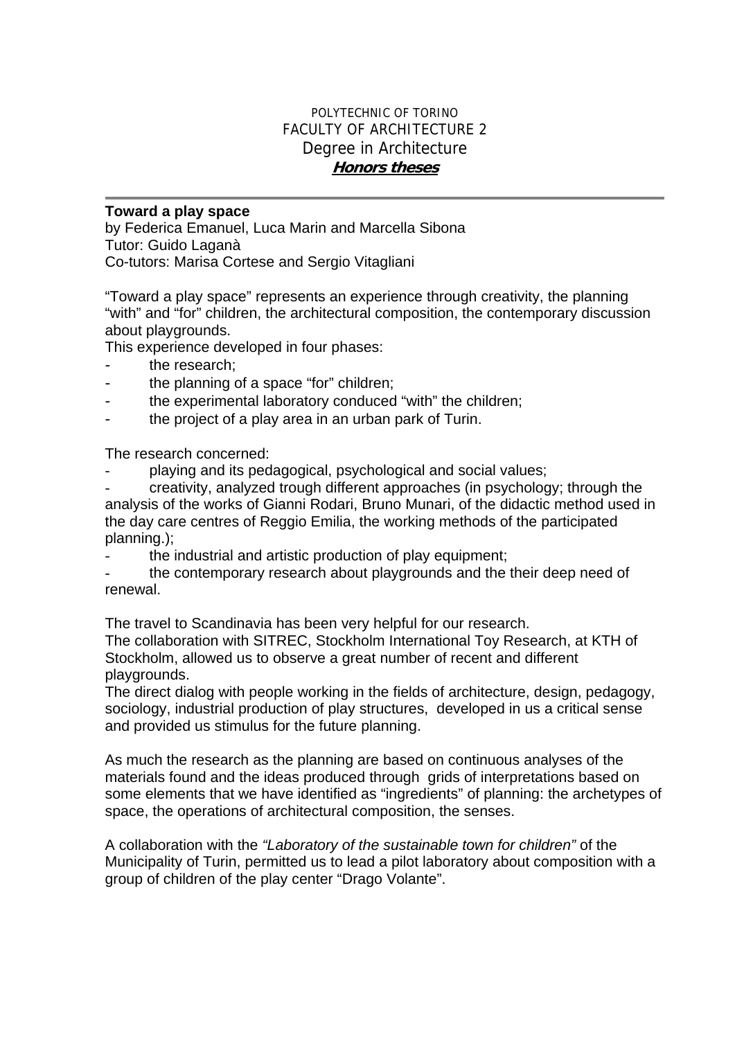POLYTECHNIC OF TORINO
FACULTY OF ARCHITECTURE 2
Degree in Architecture
***Honors theses***

---

**Toward a play space**
by Federica Emanuel, Luca Marin and Marcella Sibona
Tutor: Guido Laganà
Co-tutors: Marisa Cortese and Sergio Vitagliani

"Toward a play space" represents an experience through creativity, the planning "with" and "for" children, the architectural composition, the contemporary discussion about playgrounds.
This experience developed in four phases:

- the research;
- the planning of a space "for" children;
- the experimental laboratory conduced "with" the children;
- the project of a play area in an urban park of Turin.

The research concerned:

- playing and its pedagogical, psychological and social values;
- creativity, analyzed trough different approaches (in psychology; through the analysis of the works of Gianni Rodari, Bruno Munari, of the didactic method used in the day care centres of Reggio Emilia, the working methods of the participated planning.);
- the industrial and artistic production of play equipment;
- the contemporary research about playgrounds and the their deep need of renewal.

The travel to Scandinavia has been very helpful for our research.
The collaboration with SITREC, Stockholm International Toy Research, at KTH of Stockholm, allowed us to observe a great number of recent and different playgrounds.
The direct dialog with people working in the fields of architecture, design, pedagogy, sociology, industrial production of play structures, developed in us a critical sense and provided us stimulus for the future planning.

As much the research as the planning are based on continuous analyses of the materials found and the ideas produced through grids of interpretations based on some elements that we have identified as "ingredients" of planning: the archetypes of space, the operations of architectural composition, the senses.

A collaboration with the *"Laboratory of the sustainable town for children"* of the Municipality of Turin, permitted us to lead a pilot laboratory about composition with a group of children of the play center "Drago Volante".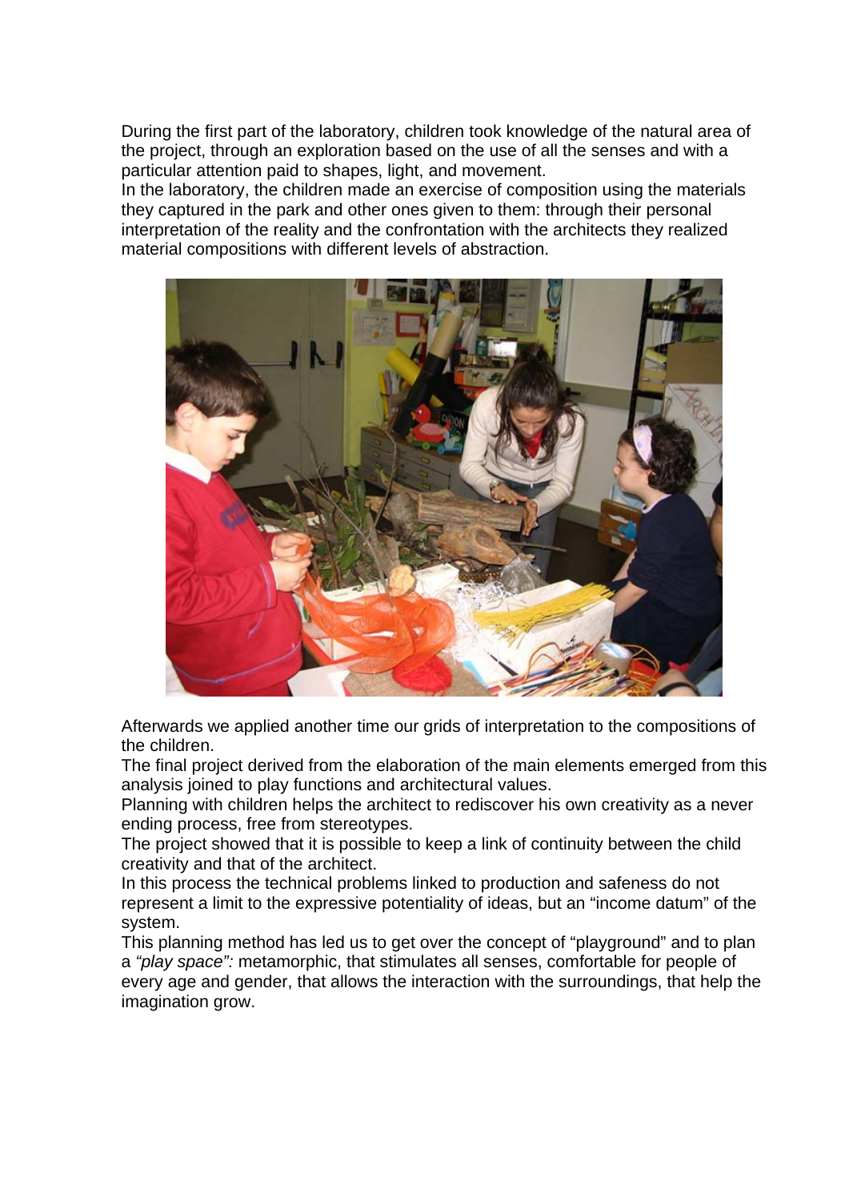During the first part of the laboratory, children took knowledge of the natural area of the project, through an exploration based on the use of all the senses and with a particular attention paid to shapes, light, and movement.
In the laboratory, the children made an exercise of composition using the materials they captured in the park and other ones given to them: through their personal interpretation of the reality and the confrontation with the architects they realized material compositions with different levels of abstraction.

Afterwards we applied another time our grids of interpretation to the compositions of the children.
The final project derived from the elaboration of the main elements emerged from this analysis joined to play functions and architectural values.
Planning with children helps the architect to rediscover his own creativity as a never ending process, free from stereotypes.
The project showed that it is possible to keep a link of continuity between the child creativity and that of the architect.
In this process the technical problems linked to production and safeness do not represent a limit to the expressive potentiality of ideas, but an "income datum" of the system.
This planning method has led us to get over the concept of "playground" and to plan a *"play space":* metamorphic, that stimulates all senses, comfortable for people of every age and gender, that allows the interaction with the surroundings, that help the imagination grow.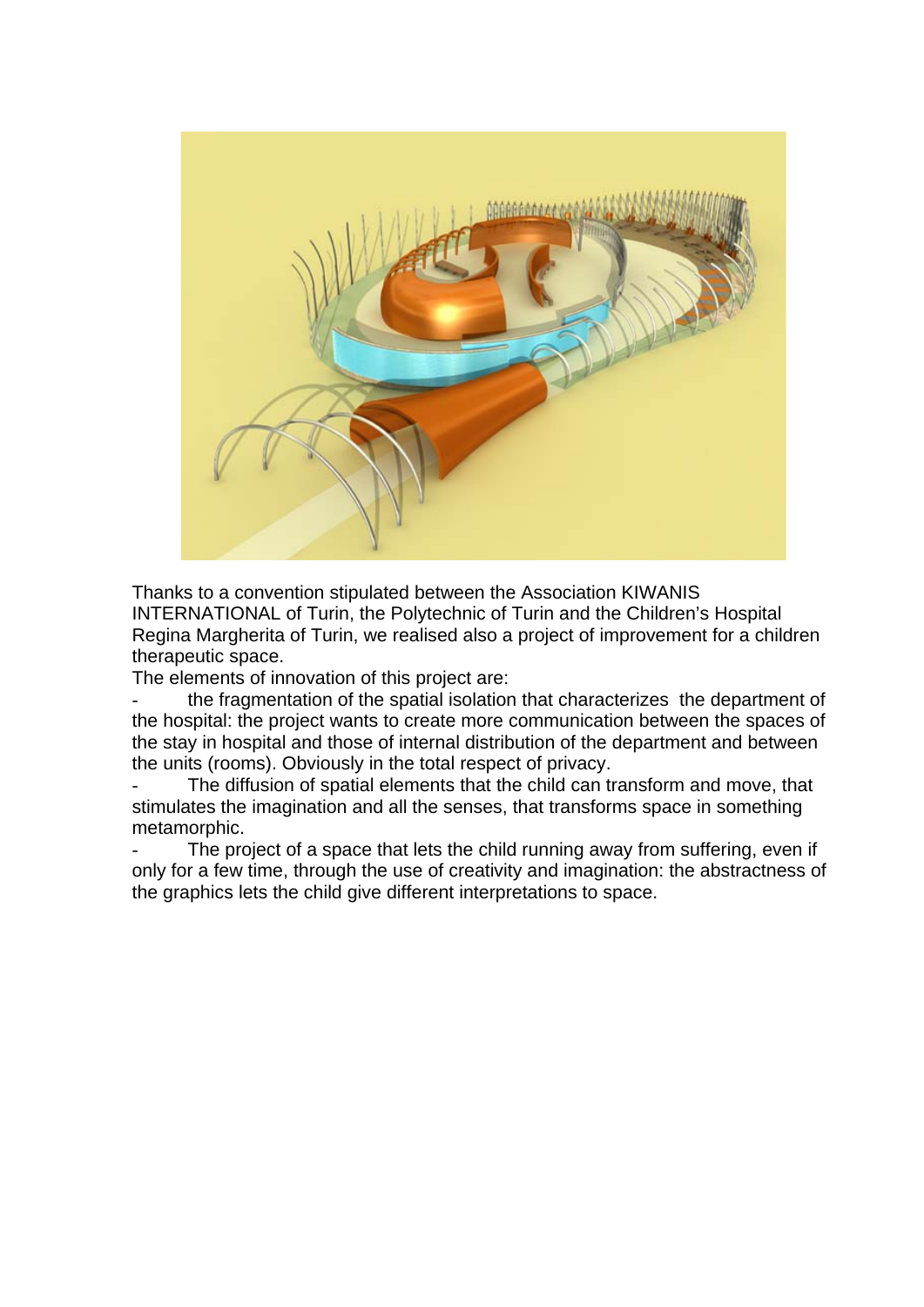Thanks to a convention stipulated between the Association KIWANIS INTERNATIONAL of Turin, the Polytechnic of Turin and the Children's Hospital Regina Margherita of Turin, we realised also a project of improvement for a children therapeutic space.

The elements of innovation of this project are:

- the fragmentation of the spatial isolation that characterizes the department of the hospital: the project wants to create more communication between the spaces of the stay in hospital and those of internal distribution of the department and between the units (rooms). Obviously in the total respect of privacy.
- The diffusion of spatial elements that the child can transform and move, that stimulates the imagination and all the senses, that transforms space in something metamorphic.
- The project of a space that lets the child running away from suffering, even if only for a few time, through the use of creativity and imagination: the abstractness of the graphics lets the child give different interpretations to space.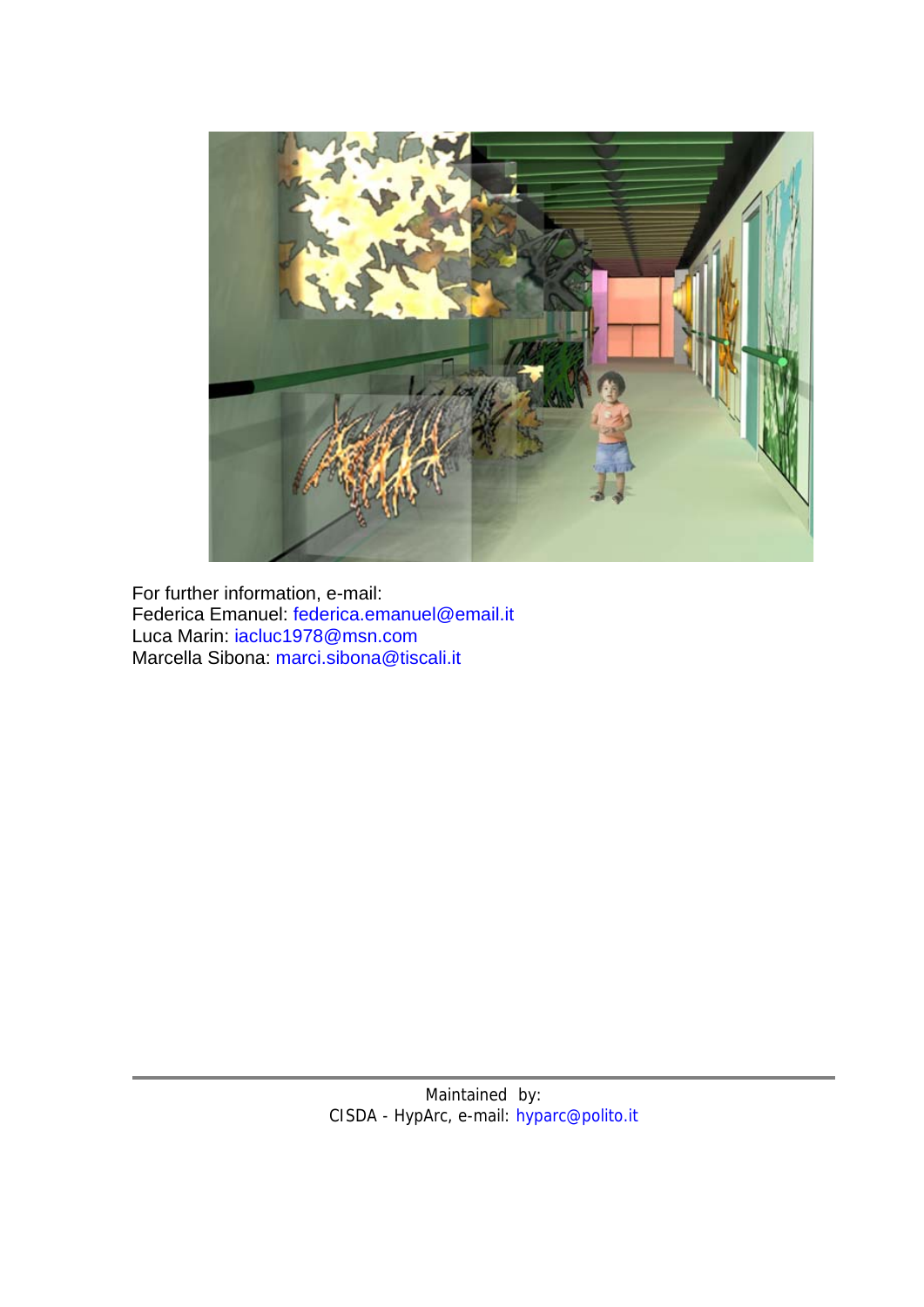For further information, e-mail:
Federica Emanuel: federica.emanuel@email.it
Luca Marin: iacluc1978@msn.com
Marcella Sibona: marci.sibona@tiscali.it

---

Maintained by:
CISDA - HypArc, e-mail: hyparc@polito.it